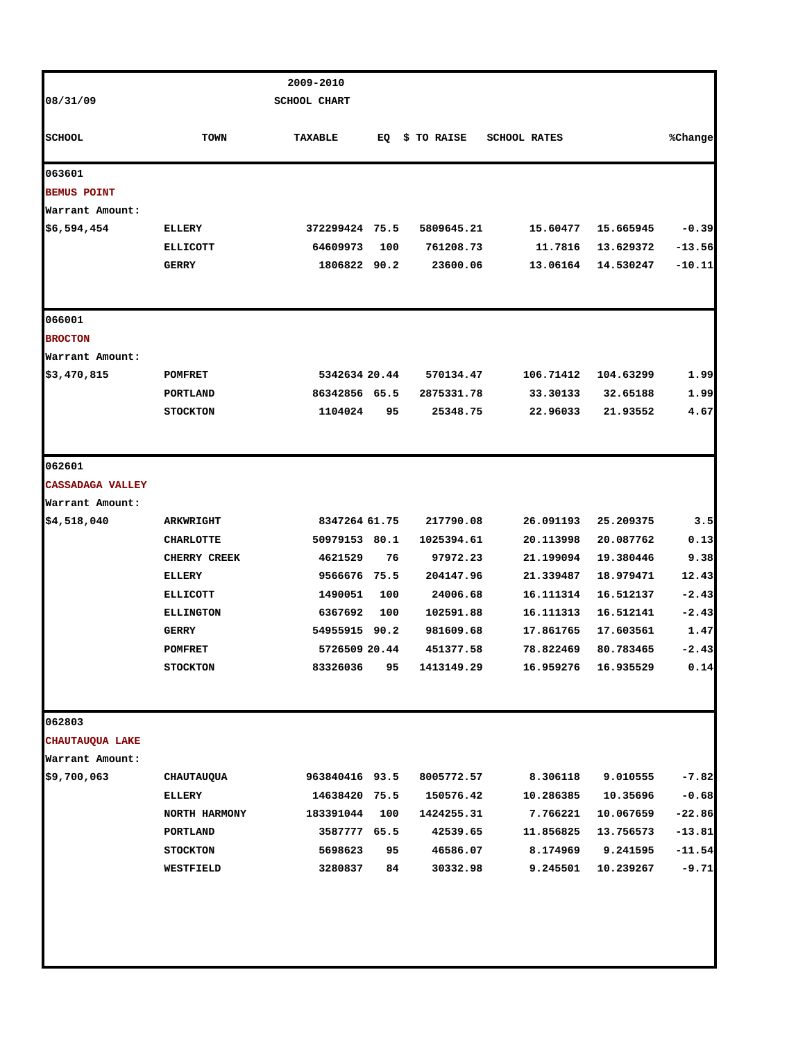08/31/09

2009-2010
SCHOOL CHART

| SCHOOL | TOWN | TAXABLE | EQ | $ TO RAISE | SCHOOL RATES | | %Change |
|---|---|---|---|---|---|---|---|
| 063601 | | | | | | | |
| **BEMUS POINT** | | | | | | | |
| Warrant Amount: | | | | | | | |
| $6,594,454 | ELLERY | 372299424 | 75.5 | 5809645.21 | 15.60477 | 15.665945 | -0.39 |
| | ELLICOTT | 64609973 | 100 | 761208.73 | 11.7816 | 13.629372 | -13.56 |
| | GERRY | 1806822 | 90.2 | 23600.06 | 13.06164 | 14.530247 | -10.11 |
| 066001 | | | | | | | |
| **BROCTON** | | | | | | | |
| Warrant Amount: | | | | | | | |
| $3,470,815 | POMFRET | 5342634 | 20.44 | 570134.47 | 106.71412 | 104.63299 | 1.99 |
| | PORTLAND | 86342856 | 65.5 | 2875331.78 | 33.30133 | 32.65188 | 1.99 |
| | STOCKTON | 1104024 | 95 | 25348.75 | 22.96033 | 21.93552 | 4.67 |
| 062601 | | | | | | | |
| **CASSADAGA VALLEY** | | | | | | | |
| Warrant Amount: | | | | | | | |
| $4,518,040 | ARKWRIGHT | 8347264 | 61.75 | 217790.08 | 26.091193 | 25.209375 | 3.5 |
| | CHARLOTTE | 50979153 | 80.1 | 1025394.61 | 20.113998 | 20.087762 | 0.13 |
| | CHERRY CREEK | 4621529 | 76 | 97972.23 | 21.199094 | 19.380446 | 9.38 |
| | ELLERY | 9566676 | 75.5 | 204147.96 | 21.339487 | 18.979471 | 12.43 |
| | ELLICOTT | 1490051 | 100 | 24006.68 | 16.111314 | 16.512137 | -2.43 |
| | ELLINGTON | 6367692 | 100 | 102591.88 | 16.111313 | 16.512141 | -2.43 |
| | GERRY | 54955915 | 90.2 | 981609.68 | 17.861765 | 17.603561 | 1.47 |
| | POMFRET | 5726509 | 20.44 | 451377.58 | 78.822469 | 80.783465 | -2.43 |
| | STOCKTON | 83326036 | 95 | 1413149.29 | 16.959276 | 16.935529 | 0.14 |
| 062803 | | | | | | | |
| **CHAUTAUQUA LAKE** | | | | | | | |
| Warrant Amount: | | | | | | | |
| $9,700,063 | CHAUTAUQUA | 963840416 | 93.5 | 8005772.57 | 8.306118 | 9.010555 | -7.82 |
| | ELLERY | 14638420 | 75.5 | 150576.42 | 10.286385 | 10.35696 | -0.68 |
| | NORTH HARMONY | 183391044 | 100 | 1424255.31 | 7.766221 | 10.067659 | -22.86 |
| | PORTLAND | 3587777 | 65.5 | 42539.65 | 11.856825 | 13.756573 | -13.81 |
| | STOCKTON | 5698623 | 95 | 46586.07 | 8.174969 | 9.241595 | -11.54 |
| | WESTFIELD | 3280837 | 84 | 30332.98 | 9.245501 | 10.239267 | -9.71 |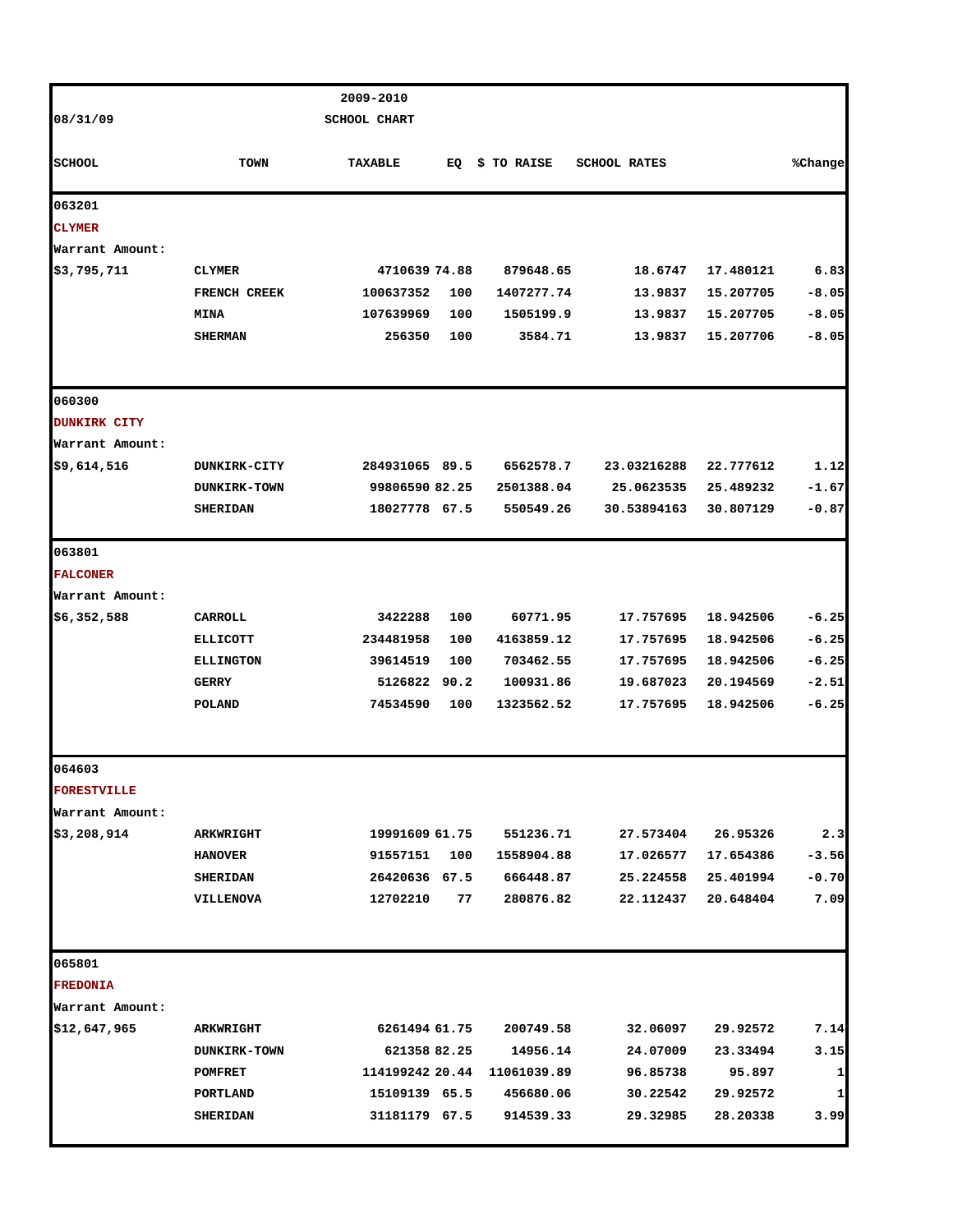2009-2010 SCHOOL CHART

08/31/09

| SCHOOL | TOWN | TAXABLE | EQ | $ TO RAISE | SCHOOL RATES | | %Change |
|---|---|---|---|---|---|---|---|
| 063201 | | | | | | | |
| CLYMER | | | | | | | |
| Warrant Amount: | | | | | | | |
| $3,795,711 | CLYMER | 4710639 | 74.88 | 879648.65 | 18.6747 | 17.480121 | 6.83 |
| | FRENCH CREEK | 100637352 | 100 | 1407277.74 | 13.9837 | 15.207705 | -8.05 |
| | MINA | 107639969 | 100 | 1505199.9 | 13.9837 | 15.207705 | -8.05 |
| | SHERMAN | 256350 | 100 | 3584.71 | 13.9837 | 15.207706 | -8.05 |
| 060300 | | | | | | | |
| DUNKIRK CITY | | | | | | | |
| Warrant Amount: | | | | | | | |
| $9,614,516 | DUNKIRK-CITY | 284931065 | 89.5 | 6562578.7 | 23.03216288 | 22.777612 | 1.12 |
| | DUNKIRK-TOWN | 99806590 | 82.25 | 2501388.04 | 25.0623535 | 25.489232 | -1.67 |
| | SHERIDAN | 18027778 | 67.5 | 550549.26 | 30.53894163 | 30.807129 | -0.87 |
| 063801 | | | | | | | |
| FALCONER | | | | | | | |
| Warrant Amount: | | | | | | | |
| $6,352,588 | CARROLL | 3422288 | 100 | 60771.95 | 17.757695 | 18.942506 | -6.25 |
| | ELLICOTT | 234481958 | 100 | 4163859.12 | 17.757695 | 18.942506 | -6.25 |
| | ELLINGTON | 39614519 | 100 | 703462.55 | 17.757695 | 18.942506 | -6.25 |
| | GERRY | 5126822 | 90.2 | 100931.86 | 19.687023 | 20.194569 | -2.51 |
| | POLAND | 74534590 | 100 | 1323562.52 | 17.757695 | 18.942506 | -6.25 |
| 064603 | | | | | | | |
| FORESTVILLE | | | | | | | |
| Warrant Amount: | | | | | | | |
| $3,208,914 | ARKWRIGHT | 19991609 | 61.75 | 551236.71 | 27.573404 | 26.95326 | 2.3 |
| | HANOVER | 91557151 | 100 | 1558904.88 | 17.026577 | 17.654386 | -3.56 |
| | SHERIDAN | 26420636 | 67.5 | 666448.87 | 25.224558 | 25.401994 | -0.70 |
| | VILLENOVA | 12702210 | 77 | 280876.82 | 22.112437 | 20.648404 | 7.09 |
| 065801 | | | | | | | |
| FREDONIA | | | | | | | |
| Warrant Amount: | | | | | | | |
| $12,647,965 | ARKWRIGHT | 6261494 | 61.75 | 200749.58 | 32.06097 | 29.92572 | 7.14 |
| | DUNKIRK-TOWN | 621358 | 82.25 | 14956.14 | 24.07009 | 23.33494 | 3.15 |
| | POMFRET | 114199242 | 20.44 | 11061039.89 | 96.85738 | 95.897 | 1 |
| | PORTLAND | 15109139 | 65.5 | 456680.06 | 30.22542 | 29.92572 | 1 |
| | SHERIDAN | 31181179 | 67.5 | 914539.33 | 29.32985 | 28.20338 | 3.99 |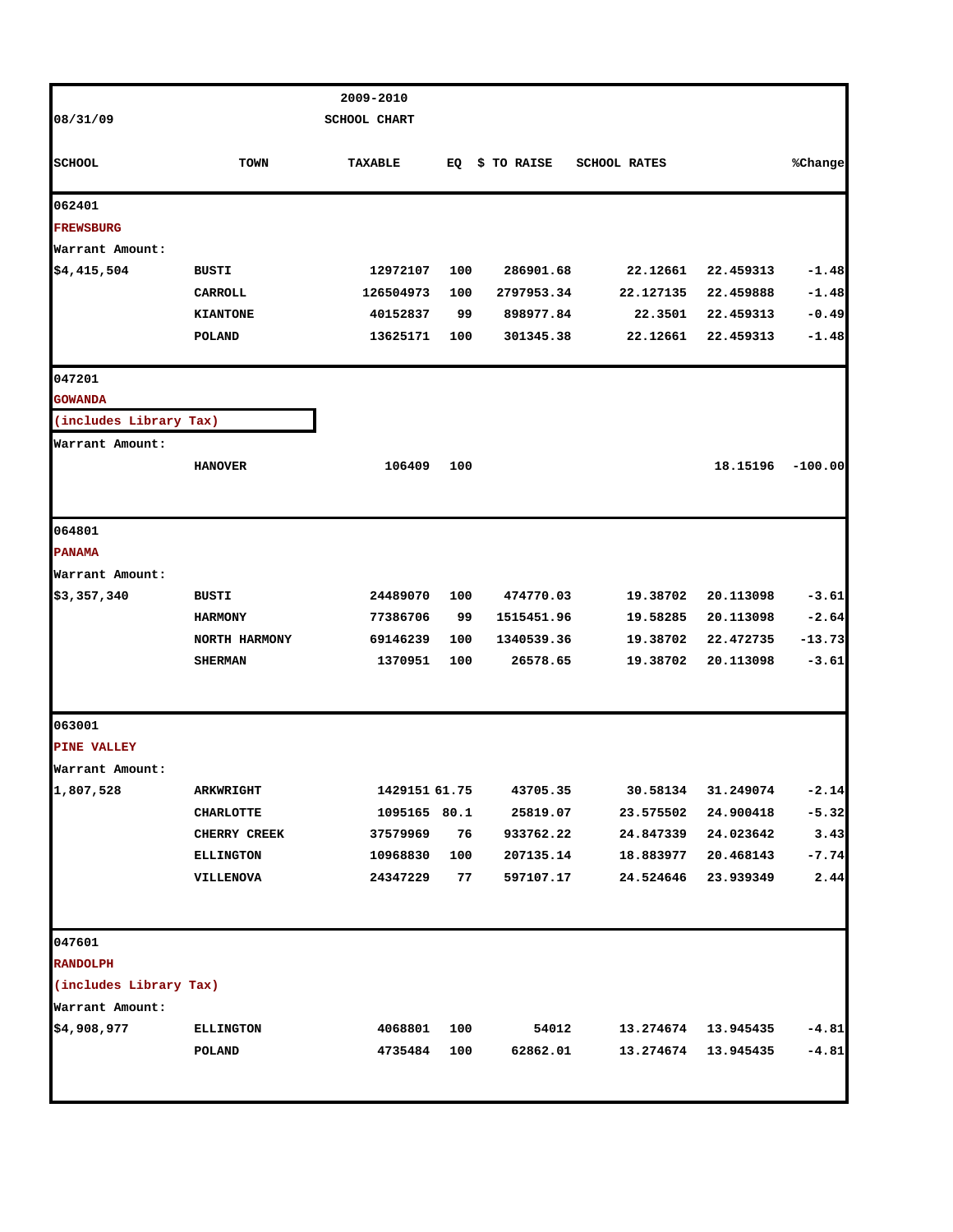08/31/09

2009-2010
SCHOOL CHART

| SCHOOL | TOWN | TAXABLE | EQ | $ TO RAISE | SCHOOL RATES | | %Change |
|---|---|---|---|---|---|---|---|
| 062401 | | | | | | | |
| FREWSBURG | | | | | | | |
| Warrant Amount: | | | | | | | |
| $4,415,504 | BUSTI | 12972107 | 100 | 286901.68 | 22.12661 | 22.459313 | -1.48 |
| | CARROLL | 126504973 | 100 | 2797953.34 | 22.127135 | 22.459888 | -1.48 |
| | KIANTONE | 40152837 | 99 | 898977.84 | 22.3501 | 22.459313 | -0.49 |
| | POLAND | 13625171 | 100 | 301345.38 | 22.12661 | 22.459313 | -1.48 |
| 047201 | | | | | | | |
| GOWANDA | | | | | | | |
| (includes Library Tax) | | | | | | | |
| Warrant Amount: | | | | | | | |
| | HANOVER | 106409 | 100 | | | 18.15196 | -100.00 |
| 064801 | | | | | | | |
| PANAMA | | | | | | | |
| Warrant Amount: | | | | | | | |
| $3,357,340 | BUSTI | 24489070 | 100 | 474770.03 | 19.38702 | 20.113098 | -3.61 |
| | HARMONY | 77386706 | 99 | 1515451.96 | 19.58285 | 20.113098 | -2.64 |
| | NORTH HARMONY | 69146239 | 100 | 1340539.36 | 19.38702 | 22.472735 | -13.73 |
| | SHERMAN | 1370951 | 100 | 26578.65 | 19.38702 | 20.113098 | -3.61 |
| 063001 | | | | | | | |
| PINE VALLEY | | | | | | | |
| Warrant Amount: | | | | | | | |
| 1,807,528 | ARKWRIGHT | 1429151 | 61.75 | 43705.35 | 30.58134 | 31.249074 | -2.14 |
| | CHARLOTTE | 1095165 | 80.1 | 25819.07 | 23.575502 | 24.900418 | -5.32 |
| | CHERRY CREEK | 37579969 | 76 | 933762.22 | 24.847339 | 24.023642 | 3.43 |
| | ELLINGTON | 10968830 | 100 | 207135.14 | 18.883977 | 20.468143 | -7.74 |
| | VILLENOVA | 24347229 | 77 | 597107.17 | 24.524646 | 23.939349 | 2.44 |
| 047601 | | | | | | | |
| RANDOLPH | | | | | | | |
| (includes Library Tax) | | | | | | | |
| Warrant Amount: | | | | | | | |
| $4,908,977 | ELLINGTON | 4068801 | 100 | 54012 | 13.274674 | 13.945435 | -4.81 |
| | POLAND | 4735484 | 100 | 62862.01 | 13.274674 | 13.945435 | -4.81 |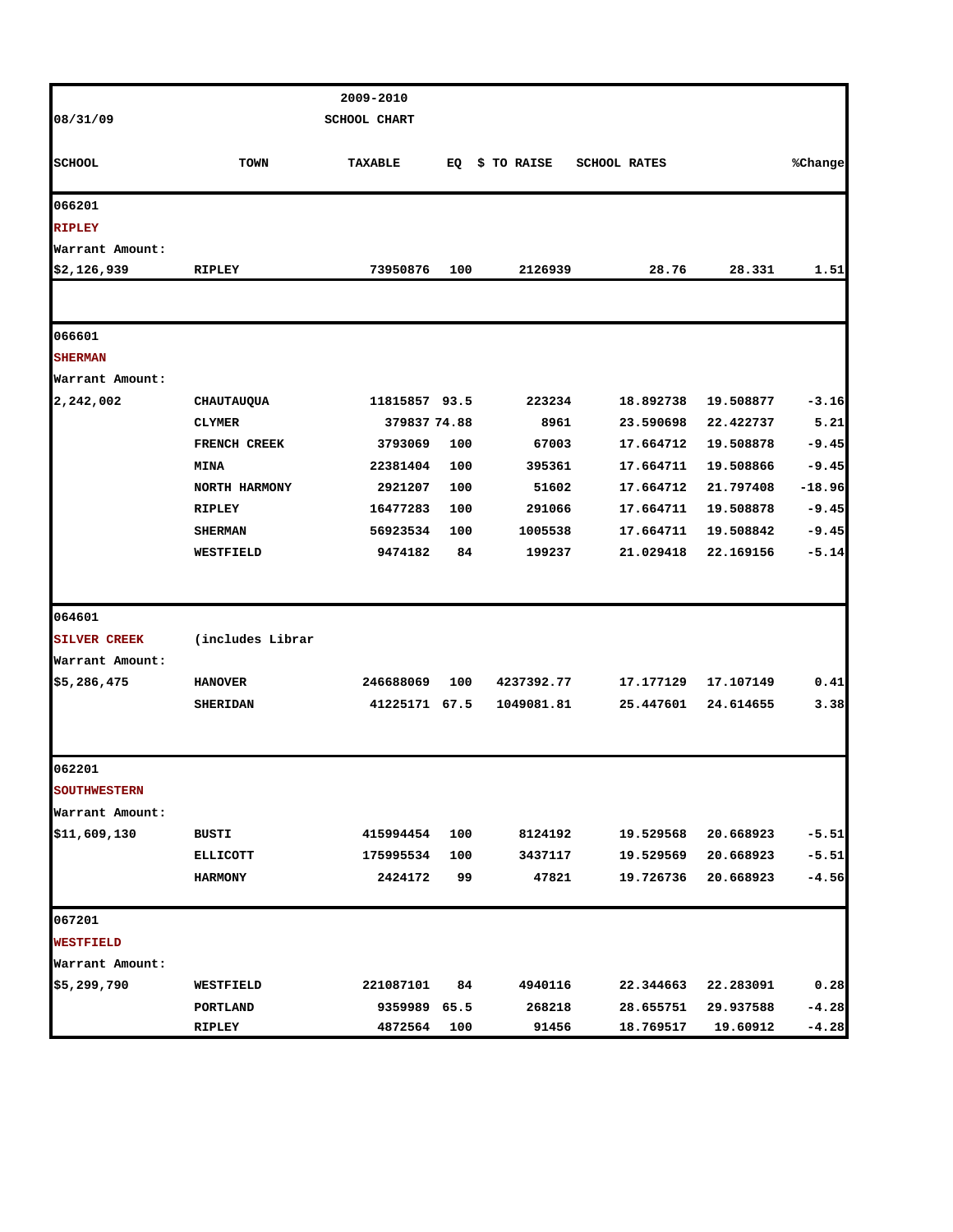2009-2010

08/31/09 SCHOOL CHART

| SCHOOL | TOWN | TAXABLE | EQ | $ TO RAISE | SCHOOL RATES | | %Change |
|---|---|---|---|---|---|---|---|
| 066201 | | | | | | | |
| RIPLEY | | | | | | | |
| Warrant Amount: | | | | | | | |
| $2,126,939 | RIPLEY | 73950876 | 100 | 2126939 | 28.76 | 28.331 | 1.51 |
| 066601 | | | | | | | |
| SHERMAN | | | | | | | |
| Warrant Amount: | | | | | | | |
| 2,242,002 | CHAUTAUQUA | 11815857 | 93.5 | 223234 | 18.892738 | 19.508877 | -3.16 |
| | CLYMER | 379837 | 74.88 | 8961 | 23.590698 | 22.422737 | 5.21 |
| | FRENCH CREEK | 3793069 | 100 | 67003 | 17.664712 | 19.508878 | -9.45 |
| | MINA | 22381404 | 100 | 395361 | 17.664711 | 19.508866 | -9.45 |
| | NORTH HARMONY | 2921207 | 100 | 51602 | 17.664712 | 21.797408 | -18.96 |
| | RIPLEY | 16477283 | 100 | 291066 | 17.664711 | 19.508878 | -9.45 |
| | SHERMAN | 56923534 | 100 | 1005538 | 17.664711 | 19.508842 | -9.45 |
| | WESTFIELD | 9474182 | 84 | 199237 | 21.029418 | 22.169156 | -5.14 |
| 064601 | | | | | | | |
| SILVER CREEK | (includes Librar | | | | | | |
| Warrant Amount: | | | | | | | |
| $5,286,475 | HANOVER | 246688069 | 100 | 4237392.77 | 17.177129 | 17.107149 | 0.41 |
| | SHERIDAN | 41225171 | 67.5 | 1049081.81 | 25.447601 | 24.614655 | 3.38 |
| 062201 | | | | | | | |
| SOUTHWESTERN | | | | | | | |
| Warrant Amount: | | | | | | | |
| $11,609,130 | BUSTI | 415994454 | 100 | 8124192 | 19.529568 | 20.668923 | -5.51 |
| | ELLICOTT | 175995534 | 100 | 3437117 | 19.529569 | 20.668923 | -5.51 |
| | HARMONY | 2424172 | 99 | 47821 | 19.726736 | 20.668923 | -4.56 |
| 067201 | | | | | | | |
| WESTFIELD | | | | | | | |
| Warrant Amount: | | | | | | | |
| $5,299,790 | WESTFIELD | 221087101 | 84 | 4940116 | 22.344663 | 22.283091 | 0.28 |
| | PORTLAND | 9359989 | 65.5 | 268218 | 28.655751 | 29.937588 | -4.28 |
| | RIPLEY | 4872564 | 100 | 91456 | 18.769517 | 19.60912 | -4.28 |